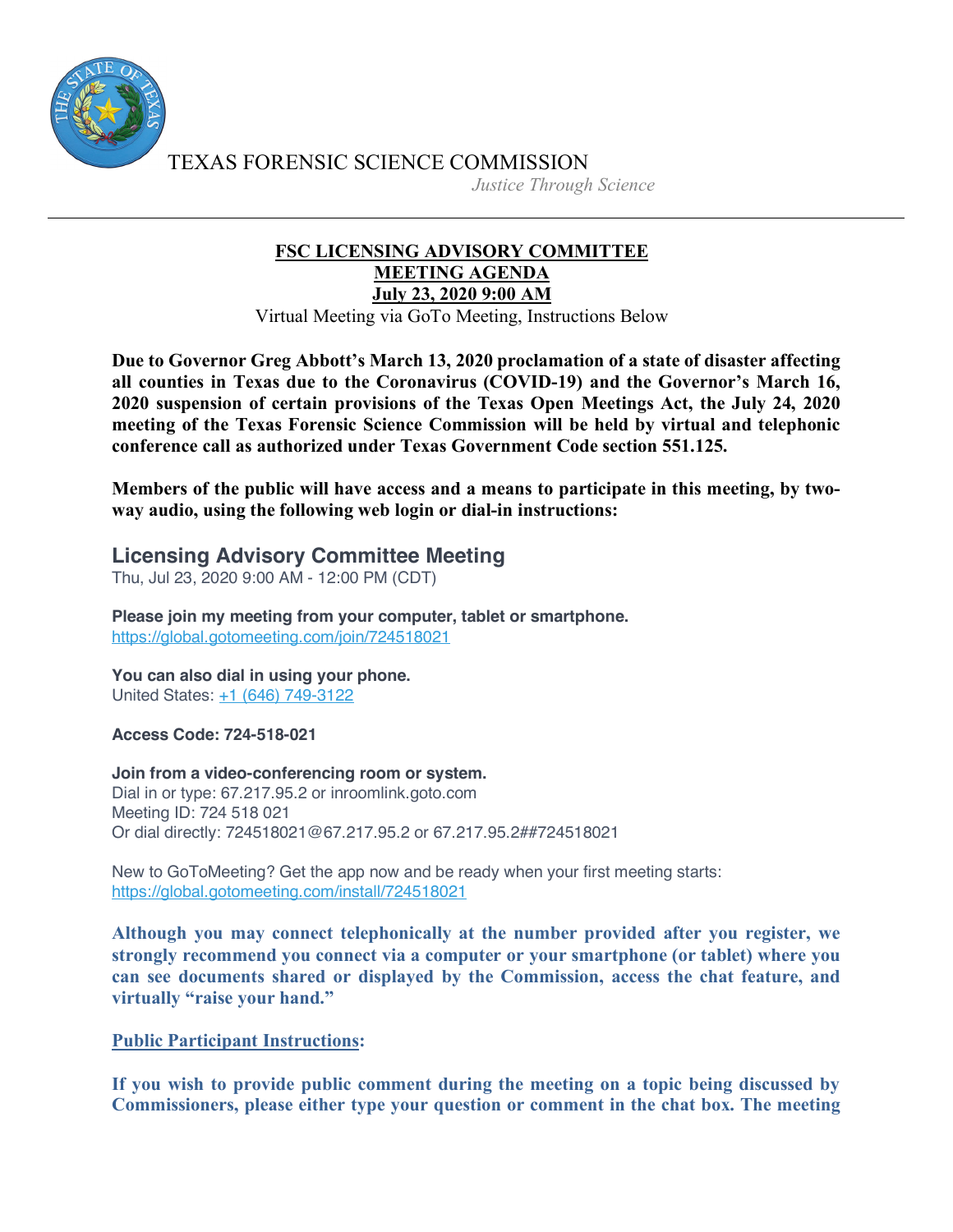TEXAS FORENSIC SCIENCE COMMISSION

*Justice Through Science*

---

**FSC LICENSING ADVISORY COMMITTEE**
**MEETING AGENDA**
**July 23, 2020 9:00 AM**

Virtual Meeting via GoTo Meeting, Instructions Below

**Due to Governor Greg Abbott's March 13, 2020 proclamation of a state of disaster affecting all counties in Texas due to the Coronavirus (COVID-19) and the Governor's March 16, 2020 suspension of certain provisions of the Texas Open Meetings Act, the July 24, 2020 meeting of the Texas Forensic Science Commission will be held by virtual and telephonic conference call as authorized under Texas Government Code section 551.125.**

**Members of the public will have access and a means to participate in this meeting, by two-way audio, using the following web login or dial-in instructions:**

## Licensing Advisory Committee Meeting

Thu, Jul 23, 2020 9:00 AM - 12:00 PM (CDT)

**Please join my meeting from your computer, tablet or smartphone.**
https://global.gotomeeting.com/join/724518021

**You can also dial in using your phone.**
United States: +1 (646) 749-3122

**Access Code: 724-518-021**

**Join from a video-conferencing room or system.**
Dial in or type: 67.217.95.2 or inroomlink.goto.com
Meeting ID: 724 518 021
Or dial directly: 724518021@67.217.95.2 or 67.217.95.2##724518021

New to GoToMeeting? Get the app now and be ready when your first meeting starts:
https://global.gotomeeting.com/install/724518021

**Although you may connect telephonically at the number provided after you register, we strongly recommend you connect via a computer or your smartphone (or tablet) where you can see documents shared or displayed by the Commission, access the chat feature, and virtually "raise your hand."**

**Public Participant Instructions:**

**If you wish to provide public comment during the meeting on a topic being discussed by Commissioners, please either type your question or comment in the chat box. The meeting**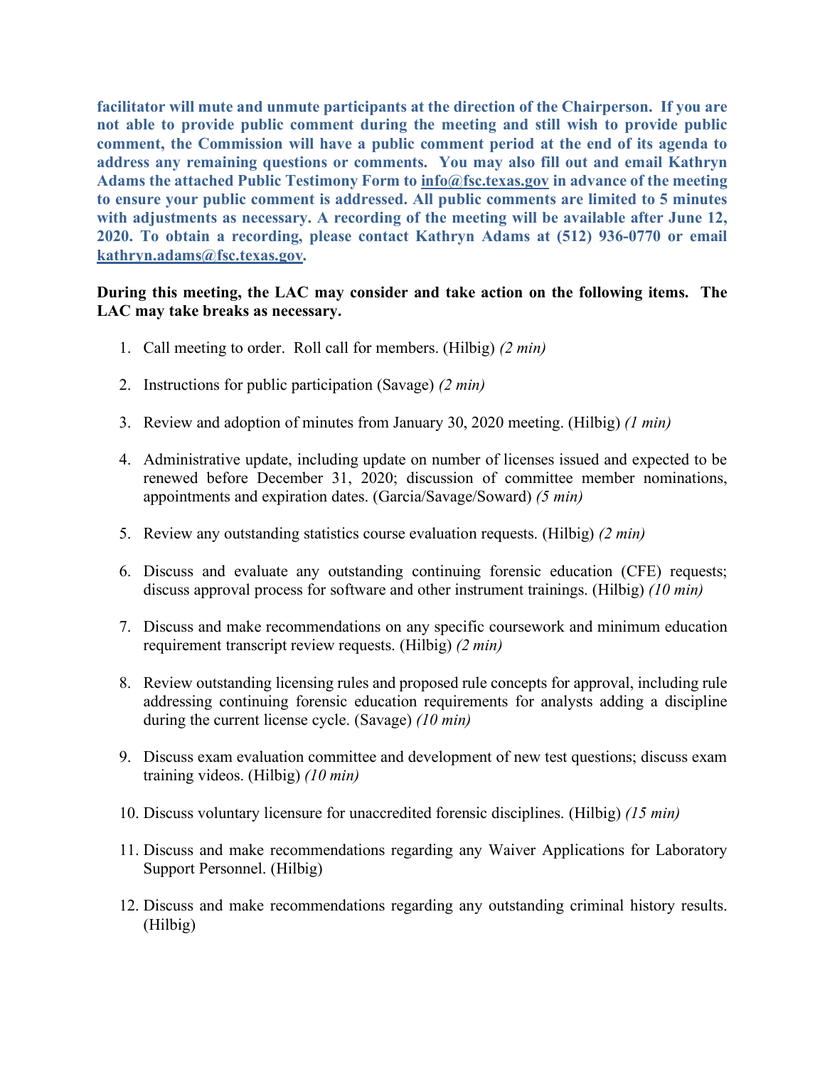**facilitator will mute and unmute participants at the direction of the Chairperson. If you are not able to provide public comment during the meeting and still wish to provide public comment, the Commission will have a public comment period at the end of its agenda to address any remaining questions or comments. You may also fill out and email Kathryn Adams the attached Public Testimony Form to info@fsc.texas.gov in advance of the meeting to ensure your public comment is addressed. All public comments are limited to 5 minutes with adjustments as necessary. A recording of the meeting will be available after June 12, 2020. To obtain a recording, please contact Kathryn Adams at (512) 936-0770 or email kathryn.adams@fsc.texas.gov.**

**During this meeting, the LAC may consider and take action on the following items. The LAC may take breaks as necessary.**

1. Call meeting to order. Roll call for members. (Hilbig) *(2 min)*

2. Instructions for public participation (Savage) *(2 min)*

3. Review and adoption of minutes from January 30, 2020 meeting. (Hilbig) *(1 min)*

4. Administrative update, including update on number of licenses issued and expected to be renewed before December 31, 2020; discussion of committee member nominations, appointments and expiration dates. (Garcia/Savage/Soward) *(5 min)*

5. Review any outstanding statistics course evaluation requests. (Hilbig) *(2 min)*

6. Discuss and evaluate any outstanding continuing forensic education (CFE) requests; discuss approval process for software and other instrument trainings. (Hilbig) *(10 min)*

7. Discuss and make recommendations on any specific coursework and minimum education requirement transcript review requests. (Hilbig) *(2 min)*

8. Review outstanding licensing rules and proposed rule concepts for approval, including rule addressing continuing forensic education requirements for analysts adding a discipline during the current license cycle. (Savage) *(10 min)*

9. Discuss exam evaluation committee and development of new test questions; discuss exam training videos. (Hilbig) *(10 min)*

10. Discuss voluntary licensure for unaccredited forensic disciplines. (Hilbig) *(15 min)*

11. Discuss and make recommendations regarding any Waiver Applications for Laboratory Support Personnel. (Hilbig)

12. Discuss and make recommendations regarding any outstanding criminal history results. (Hilbig)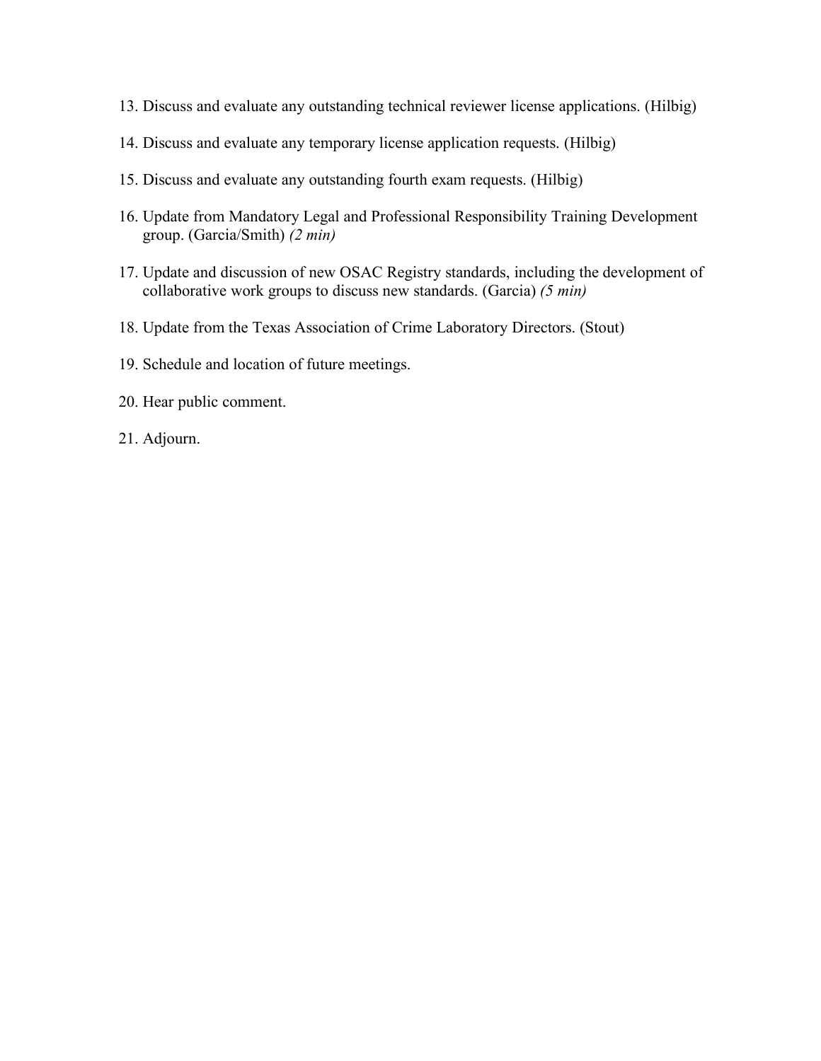13. Discuss and evaluate any outstanding technical reviewer license applications. (Hilbig)

14. Discuss and evaluate any temporary license application requests. (Hilbig)

15. Discuss and evaluate any outstanding fourth exam requests. (Hilbig)

16. Update from Mandatory Legal and Professional Responsibility Training Development group. (Garcia/Smith) *(2 min)*

17. Update and discussion of new OSAC Registry standards, including the development of collaborative work groups to discuss new standards. (Garcia) *(5 min)*

18. Update from the Texas Association of Crime Laboratory Directors. (Stout)

19. Schedule and location of future meetings.

20. Hear public comment.

21. Adjourn.